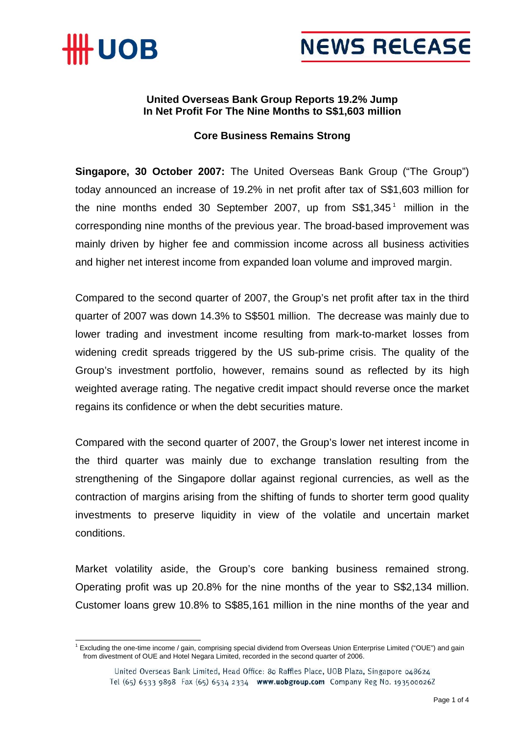**United Overseas Bank Group Reports 19.2% Jump In Net Profit For The Nine Months to S$1,603 million**

**Core Business Remains Strong**

**Singapore, 30 October 2007:** The United Overseas Bank Group ("The Group") today announced an increase of 19.2% in net profit after tax of S$1,603 million for the nine months ended 30 September 2007, up from S$1,345[1] million in the corresponding nine months of the previous year. The broad-based improvement was mainly driven by higher fee and commission income across all business activities and higher net interest income from expanded loan volume and improved margin.

Compared to the second quarter of 2007, the Group's net profit after tax in the third quarter of 2007 was down 14.3% to S$501 million. The decrease was mainly due to lower trading and investment income resulting from mark-to-market losses from widening credit spreads triggered by the US sub-prime crisis. The quality of the Group's investment portfolio, however, remains sound as reflected by its high weighted average rating. The negative credit impact should reverse once the market regains its confidence or when the debt securities mature.

Compared with the second quarter of 2007, the Group's lower net interest income in the third quarter was mainly due to exchange translation resulting from the strengthening of the Singapore dollar against regional currencies, as well as the contraction of margins arising from the shifting of funds to shorter term good quality investments to preserve liquidity in view of the volatile and uncertain market conditions.

Market volatility aside, the Group's core banking business remained strong. Operating profit was up 20.8% for the nine months of the year to S$2,134 million. Customer loans grew 10.8% to S$85,161 million in the nine months of the year and

[1] Excluding the one-time income / gain, comprising special dividend from Overseas Union Enterprise Limited ("OUE") and gain from divestment of OUE and Hotel Negara Limited, recorded in the second quarter of 2006.

United Overseas Bank Limited, Head Office: 80 Raffles Place, UOB Plaza, Singapore 048624
Tel (65) 6533 9898 Fax (65) 6534 2334 www.uobgroup.com Company Reg No. 193500026Z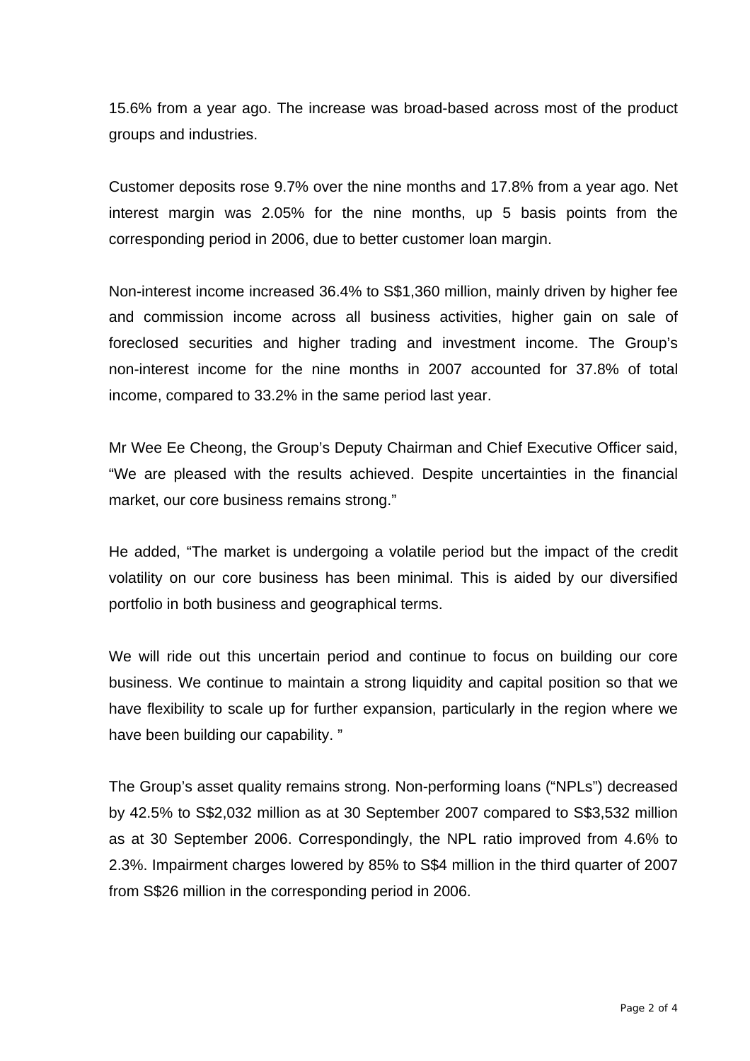15.6% from a year ago. The increase was broad-based across most of the product groups and industries.

Customer deposits rose 9.7% over the nine months and 17.8% from a year ago. Net interest margin was 2.05% for the nine months, up 5 basis points from the corresponding period in 2006, due to better customer loan margin.

Non-interest income increased 36.4% to S$1,360 million, mainly driven by higher fee and commission income across all business activities, higher gain on sale of foreclosed securities and higher trading and investment income. The Group's non-interest income for the nine months in 2007 accounted for 37.8% of total income, compared to 33.2% in the same period last year.

Mr Wee Ee Cheong, the Group's Deputy Chairman and Chief Executive Officer said, "We are pleased with the results achieved. Despite uncertainties in the financial market, our core business remains strong."

He added, "The market is undergoing a volatile period but the impact of the credit volatility on our core business has been minimal. This is aided by our diversified portfolio in both business and geographical terms.

We will ride out this uncertain period and continue to focus on building our core business. We continue to maintain a strong liquidity and capital position so that we have flexibility to scale up for further expansion, particularly in the region where we have been building our capability. "

The Group's asset quality remains strong. Non-performing loans ("NPLs") decreased by 42.5% to S$2,032 million as at 30 September 2007 compared to S$3,532 million as at 30 September 2006. Correspondingly, the NPL ratio improved from 4.6% to 2.3%. Impairment charges lowered by 85% to S$4 million in the third quarter of 2007 from S$26 million in the corresponding period in 2006.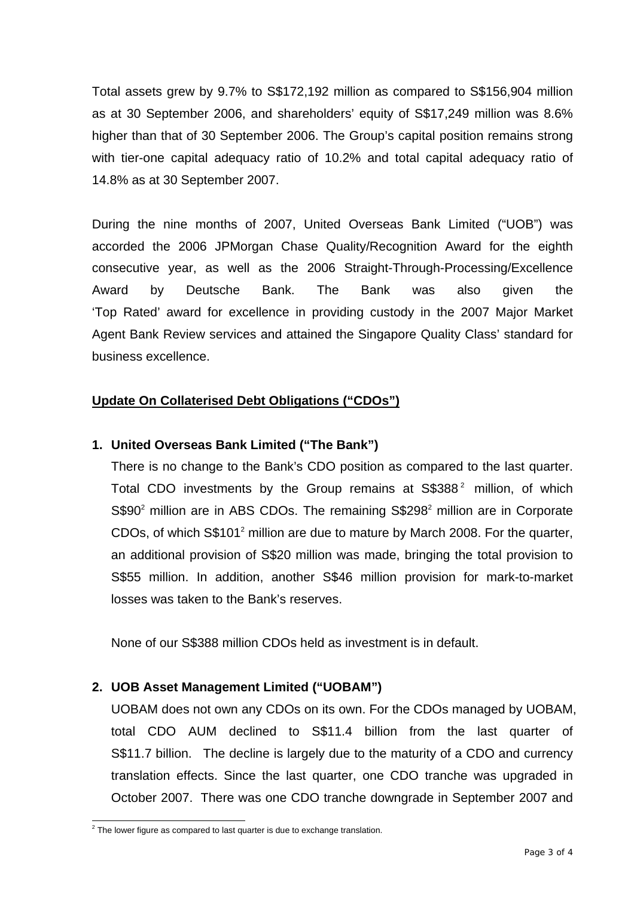Total assets grew by 9.7% to S$172,192 million as compared to S$156,904 million as at 30 September 2006, and shareholders' equity of S$17,249 million was 8.6% higher than that of 30 September 2006. The Group's capital position remains strong with tier-one capital adequacy ratio of 10.2% and total capital adequacy ratio of 14.8% as at 30 September 2007.

During the nine months of 2007, United Overseas Bank Limited ("UOB") was accorded the 2006 JPMorgan Chase Quality/Recognition Award for the eighth consecutive year, as well as the 2006 Straight-Through-Processing/Excellence Award by Deutsche Bank. The Bank was also given the 'Top Rated' award for excellence in providing custody in the 2007 Major Market Agent Bank Review services and attained the Singapore Quality Class' standard for business excellence.

**Update On Collaterised Debt Obligations ("CDOs")**

1. **United Overseas Bank Limited ("The Bank")**

   There is no change to the Bank's CDO position as compared to the last quarter. Total CDO investments by the Group remains at S$388[2] million, of which S$90[2] million are in ABS CDOs. The remaining S$298[2] million are in Corporate CDOs, of which S$101[2] million are due to mature by March 2008. For the quarter, an additional provision of S$20 million was made, bringing the total provision to S$55 million. In addition, another S$46 million provision for mark-to-market losses was taken to the Bank's reserves.

   None of our S$388 million CDOs held as investment is in default.

2. **UOB Asset Management Limited ("UOBAM")**

   UOBAM does not own any CDOs on its own. For the CDOs managed by UOBAM, total CDO AUM declined to S$11.4 billion from the last quarter of S$11.7 billion. The decline is largely due to the maturity of a CDO and currency translation effects. Since the last quarter, one CDO tranche was upgraded in October 2007. There was one CDO tranche downgrade in September 2007 and

[2] The lower figure as compared to last quarter is due to exchange translation.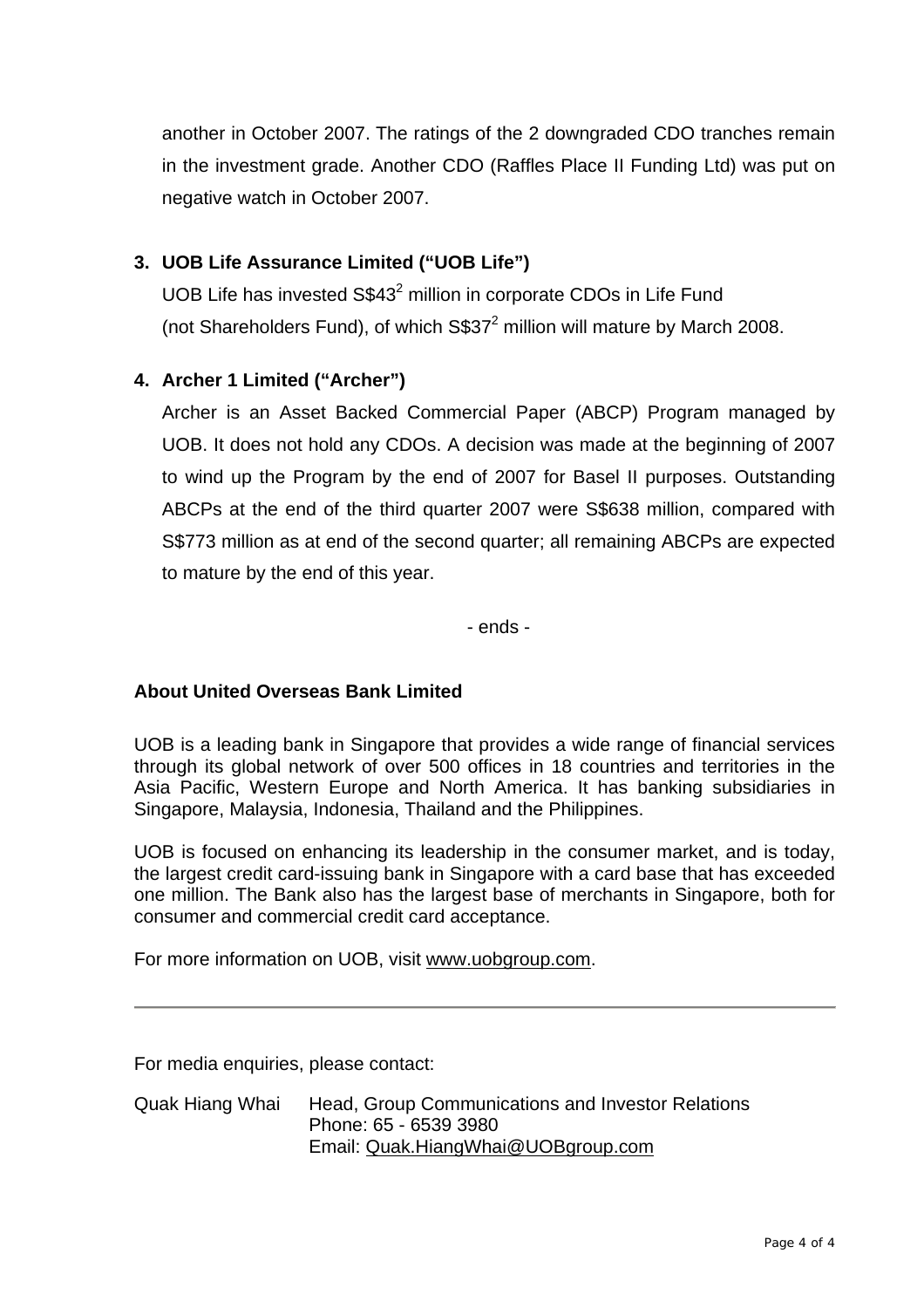another in October 2007. The ratings of the 2 downgraded CDO tranches remain in the investment grade. Another CDO (Raffles Place II Funding Ltd) was put on negative watch in October 2007.

3. **UOB Life Assurance Limited ("UOB Life")**

   UOB Life has invested S$43[2] million in corporate CDOs in Life Fund (not Shareholders Fund), of which S$37[2] million will mature by March 2008.

4. **Archer 1 Limited ("Archer")**

   Archer is an Asset Backed Commercial Paper (ABCP) Program managed by UOB. It does not hold any CDOs. A decision was made at the beginning of 2007 to wind up the Program by the end of 2007 for Basel II purposes. Outstanding ABCPs at the end of the third quarter 2007 were S$638 million, compared with S$773 million as at end of the second quarter; all remaining ABCPs are expected to mature by the end of this year.

- ends -

**About United Overseas Bank Limited**

UOB is a leading bank in Singapore that provides a wide range of financial services through its global network of over 500 offices in 18 countries and territories in the Asia Pacific, Western Europe and North America. It has banking subsidiaries in Singapore, Malaysia, Indonesia, Thailand and the Philippines.

UOB is focused on enhancing its leadership in the consumer market, and is today, the largest credit card-issuing bank in Singapore with a card base that has exceeded one million. The Bank also has the largest base of merchants in Singapore, both for consumer and commercial credit card acceptance.

For more information on UOB, visit www.uobgroup.com.

---

For media enquiries, please contact:

Quak Hiang Whai   Head, Group Communications and Investor Relations
Phone: 65 - 6539 3980
Email: Quak.HiangWhai@UOBgroup.com